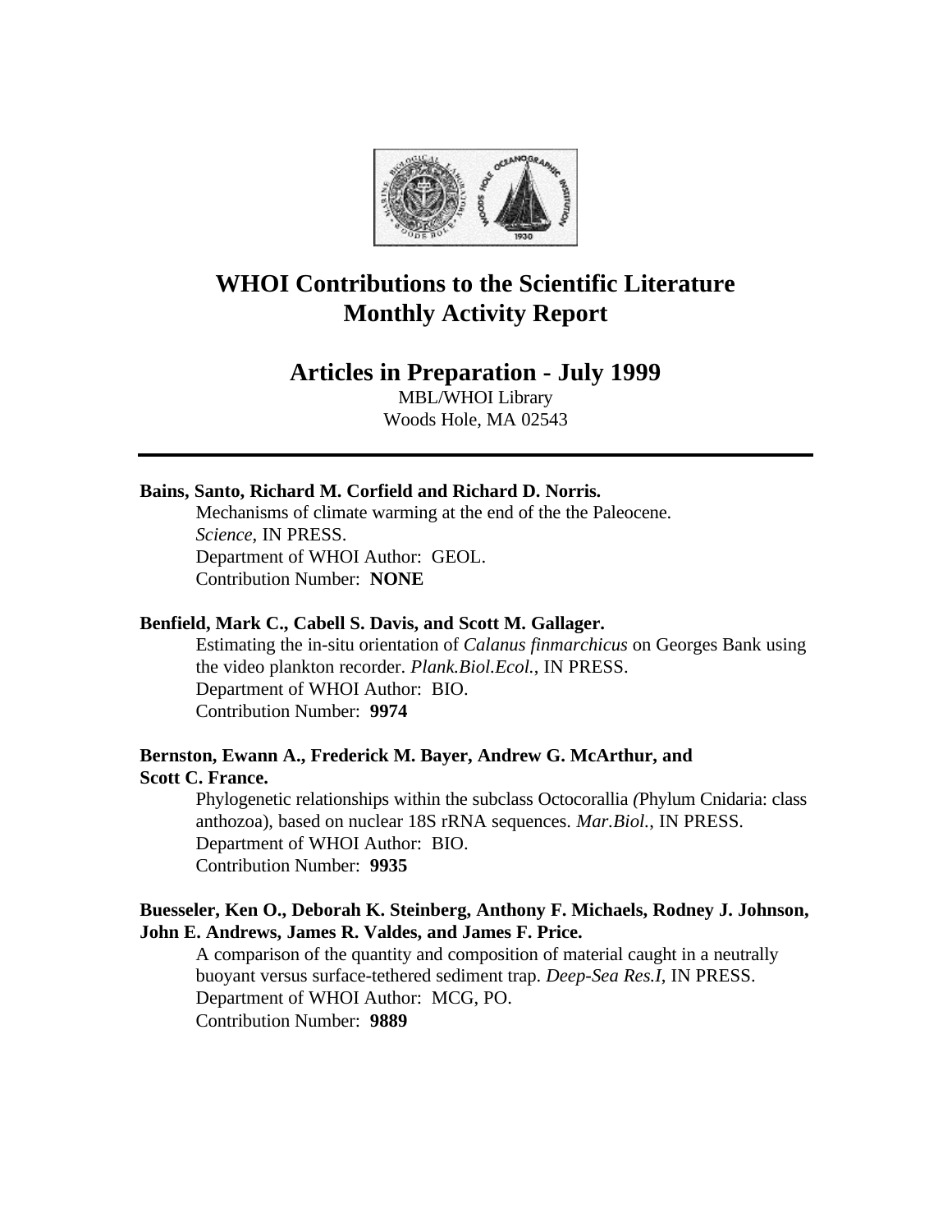# WHOI Contributions to the Scientific Literature
# Monthly Activity Report

## Articles in Preparation - July 1999

MBL/WHOI Library
Woods Hole, MA 02543

---

**Bains, Santo, Richard M. Corfield and Richard D. Norris.**
Mechanisms of climate warming at the end of the the Paleocene.
*Science*, IN PRESS.
Department of WHOI Author: GEOL.
Contribution Number: **NONE**

**Benfield, Mark C., Cabell S. Davis, and Scott M. Gallager.**
Estimating the in-situ orientation of *Calanus finmarchicus* on Georges Bank using the video plankton recorder. *Plank.Biol.Ecol.*, IN PRESS.
Department of WHOI Author: BIO.
Contribution Number: **9974**

**Bernston, Ewann A., Frederick M. Bayer, Andrew G. McArthur, and Scott C. France.**
Phylogenetic relationships within the subclass Octocorallia *(*Phylum Cnidaria: class anthozoa), based on nuclear 18S rRNA sequences. *Mar.Biol.*, IN PRESS.
Department of WHOI Author: BIO.
Contribution Number: **9935**

**Buesseler, Ken O., Deborah K. Steinberg, Anthony F. Michaels, Rodney J. Johnson, John E. Andrews, James R. Valdes, and James F. Price.**
A comparison of the quantity and composition of material caught in a neutrally buoyant versus surface-tethered sediment trap. *Deep-Sea Res.I*, IN PRESS.
Department of WHOI Author: MCG, PO.
Contribution Number: **9889**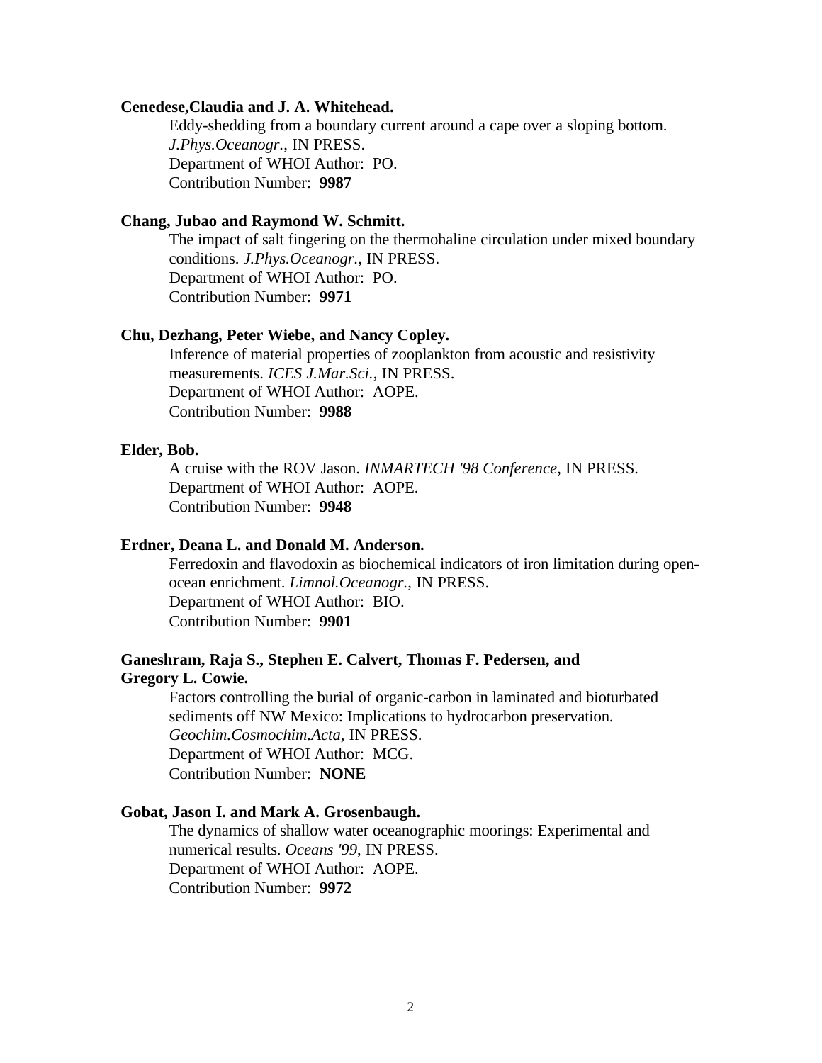**Cenedese,Claudia and J. A. Whitehead.**

Eddy-shedding from a boundary current around a cape over a sloping bottom. *J.Phys.Oceanogr.*, IN PRESS.
Department of WHOI Author: PO.
Contribution Number: **9987**

**Chang, Jubao and Raymond W. Schmitt.**

The impact of salt fingering on the thermohaline circulation under mixed boundary conditions. *J.Phys.Oceanogr.*, IN PRESS.
Department of WHOI Author: PO.
Contribution Number: **9971**

**Chu, Dezhang, Peter Wiebe, and Nancy Copley.**

Inference of material properties of zooplankton from acoustic and resistivity measurements. *ICES J.Mar.Sci.*, IN PRESS.
Department of WHOI Author: AOPE.
Contribution Number: **9988**

**Elder, Bob.**

A cruise with the ROV Jason. *INMARTECH '98 Conference*, IN PRESS.
Department of WHOI Author: AOPE.
Contribution Number: **9948**

**Erdner, Deana L. and Donald M. Anderson.**

Ferredoxin and flavodoxin as biochemical indicators of iron limitation during open-ocean enrichment. *Limnol.Oceanogr.*, IN PRESS.
Department of WHOI Author: BIO.
Contribution Number: **9901**

**Ganeshram, Raja S., Stephen E. Calvert, Thomas F. Pedersen, and Gregory L. Cowie.**

Factors controlling the burial of organic-carbon in laminated and bioturbated sediments off NW Mexico: Implications to hydrocarbon preservation. *Geochim.Cosmochim.Acta*, IN PRESS.
Department of WHOI Author: MCG.
Contribution Number: **NONE**

**Gobat, Jason I. and Mark A. Grosenbaugh.**

The dynamics of shallow water oceanographic moorings: Experimental and numerical results. *Oceans '99*, IN PRESS.
Department of WHOI Author: AOPE.
Contribution Number: **9972**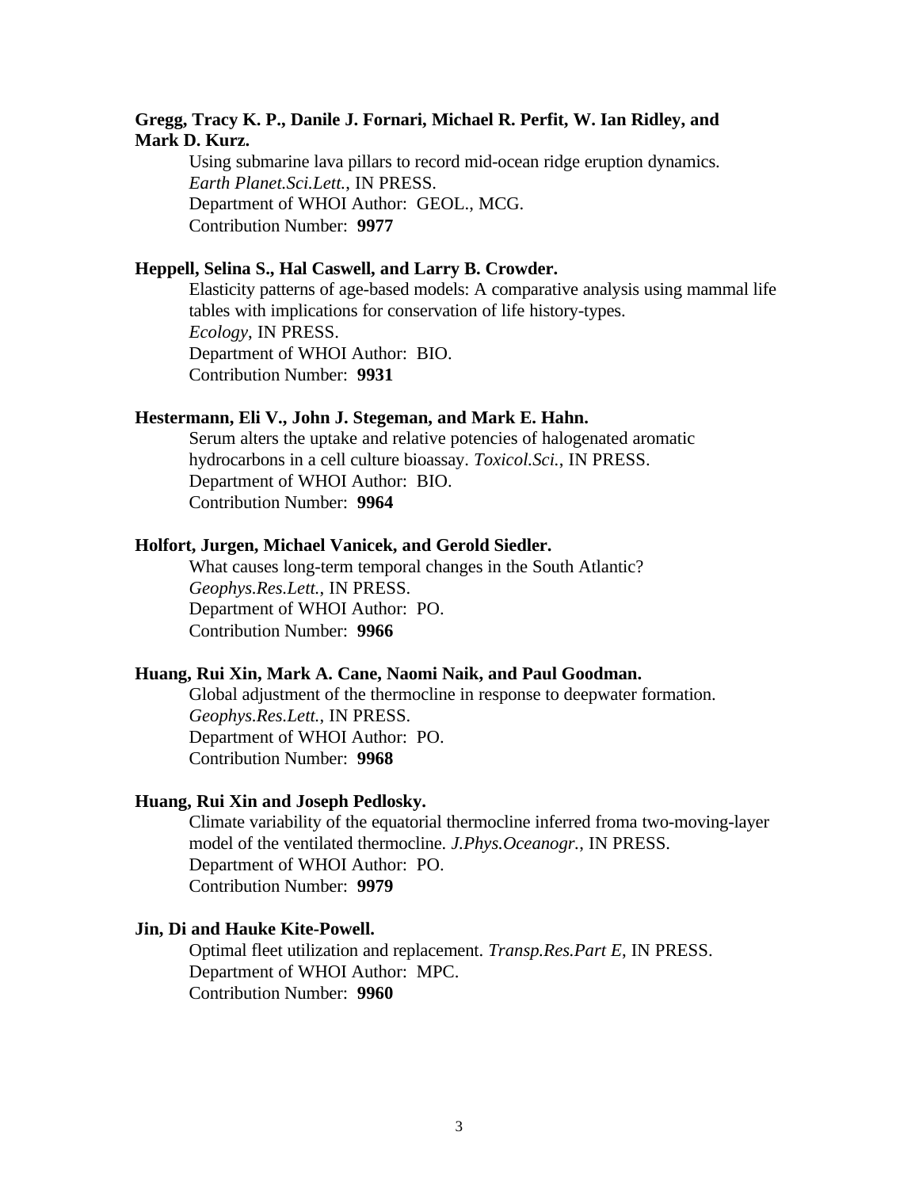**Gregg, Tracy K. P., Danile J. Fornari, Michael R. Perfit, W. Ian Ridley, and Mark D. Kurz.**

Using submarine lava pillars to record mid-ocean ridge eruption dynamics. *Earth Planet.Sci.Lett.*, IN PRESS.
Department of WHOI Author: GEOL., MCG.
Contribution Number: **9977**

**Heppell, Selina S., Hal Caswell, and Larry B. Crowder.**

Elasticity patterns of age-based models: A comparative analysis using mammal life tables with implications for conservation of life history-types. *Ecology*, IN PRESS.
Department of WHOI Author: BIO.
Contribution Number: **9931**

**Hestermann, Eli V., John J. Stegeman, and Mark E. Hahn.**

Serum alters the uptake and relative potencies of halogenated aromatic hydrocarbons in a cell culture bioassay. *Toxicol.Sci.*, IN PRESS.
Department of WHOI Author: BIO.
Contribution Number: **9964**

**Holfort, Jurgen, Michael Vanicek, and Gerold Siedler.**

What causes long-term temporal changes in the South Atlantic? *Geophys.Res.Lett.*, IN PRESS.
Department of WHOI Author: PO.
Contribution Number: **9966**

**Huang, Rui Xin, Mark A. Cane, Naomi Naik, and Paul Goodman.**

Global adjustment of the thermocline in response to deepwater formation. *Geophys.Res.Lett.*, IN PRESS.
Department of WHOI Author: PO.
Contribution Number: **9968**

**Huang, Rui Xin and Joseph Pedlosky.**

Climate variability of the equatorial thermocline inferred froma two-moving-layer model of the ventilated thermocline. *J.Phys.Oceanogr.*, IN PRESS.
Department of WHOI Author: PO.
Contribution Number: **9979**

**Jin, Di and Hauke Kite-Powell.**

Optimal fleet utilization and replacement. *Transp.Res.Part E*, IN PRESS.
Department of WHOI Author: MPC.
Contribution Number: **9960**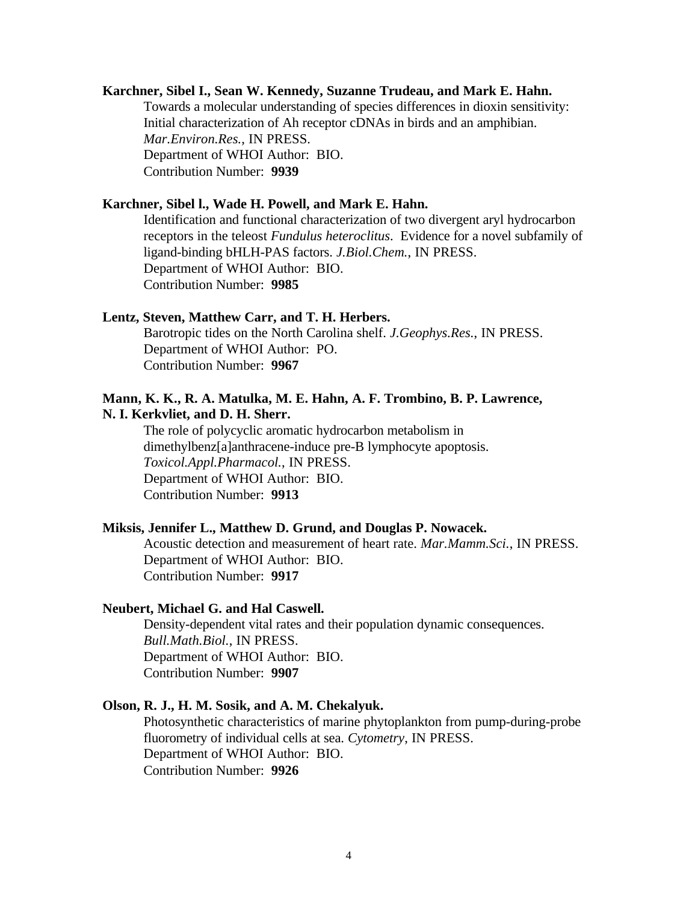**Karchner, Sibel I., Sean W. Kennedy, Suzanne Trudeau, and Mark E. Hahn.**
Towards a molecular understanding of species differences in dioxin sensitivity: Initial characterization of Ah receptor cDNAs in birds and an amphibian. *Mar.Environ.Res.*, IN PRESS.
Department of WHOI Author: BIO.
Contribution Number: **9939**

**Karchner, Sibel l., Wade H. Powell, and Mark E. Hahn.**
Identification and functional characterization of two divergent aryl hydrocarbon receptors in the teleost *Fundulus heteroclitus*. Evidence for a novel subfamily of ligand-binding bHLH-PAS factors. *J.Biol.Chem.*, IN PRESS.
Department of WHOI Author: BIO.
Contribution Number: **9985**

**Lentz, Steven, Matthew Carr, and T. H. Herbers.**
Barotropic tides on the North Carolina shelf. *J.Geophys.Res.*, IN PRESS.
Department of WHOI Author: PO.
Contribution Number: **9967**

**Mann, K. K., R. A. Matulka, M. E. Hahn, A. F. Trombino, B. P. Lawrence, N. I. Kerkvliet, and D. H. Sherr.**
The role of polycyclic aromatic hydrocarbon metabolism in dimethylbenz[a]anthracene-induce pre-B lymphocyte apoptosis. *Toxicol.Appl.Pharmacol.*, IN PRESS.
Department of WHOI Author: BIO.
Contribution Number: **9913**

**Miksis, Jennifer L., Matthew D. Grund, and Douglas P. Nowacek.**
Acoustic detection and measurement of heart rate. *Mar.Mamm.Sci.*, IN PRESS.
Department of WHOI Author: BIO.
Contribution Number: **9917**

**Neubert, Michael G. and Hal Caswell.**
Density-dependent vital rates and their population dynamic consequences. *Bull.Math.Biol.*, IN PRESS.
Department of WHOI Author: BIO.
Contribution Number: **9907**

**Olson, R. J., H. M. Sosik, and A. M. Chekalyuk.**
Photosynthetic characteristics of marine phytoplankton from pump-during-probe fluorometry of individual cells at sea. *Cytometry*, IN PRESS.
Department of WHOI Author: BIO.
Contribution Number: **9926**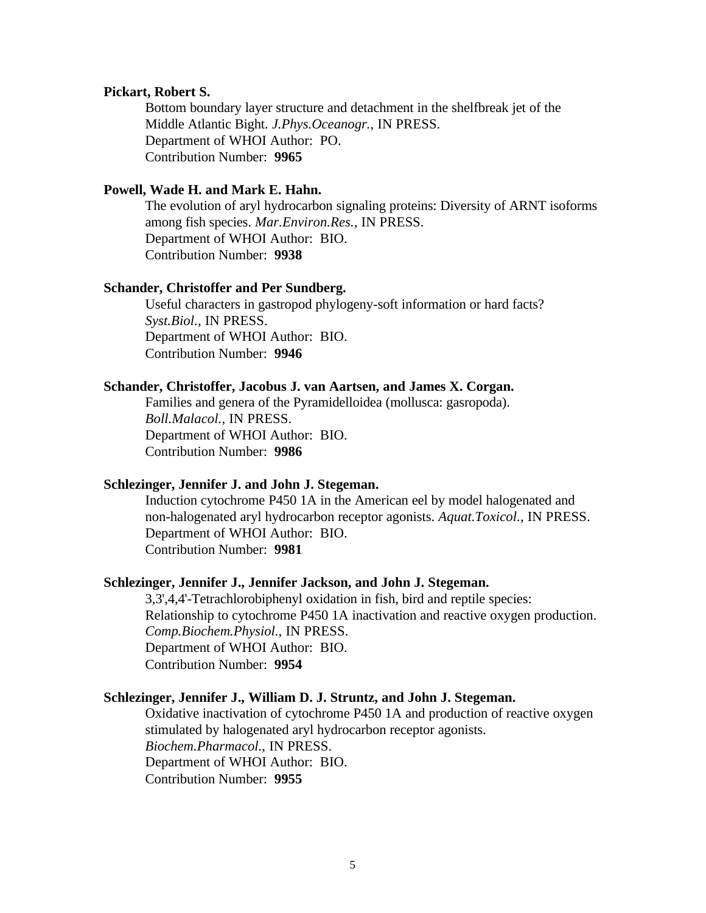**Pickart, Robert S.**

Bottom boundary layer structure and detachment in the shelfbreak jet of the Middle Atlantic Bight. *J.Phys.Oceanogr.*, IN PRESS.
Department of WHOI Author: PO.
Contribution Number: **9965**

**Powell, Wade H. and Mark E. Hahn.**

The evolution of aryl hydrocarbon signaling proteins: Diversity of ARNT isoforms among fish species. *Mar.Environ.Res.*, IN PRESS.
Department of WHOI Author: BIO.
Contribution Number: **9938**

**Schander, Christoffer and Per Sundberg.**

Useful characters in gastropod phylogeny-soft information or hard facts? *Syst.Biol.*, IN PRESS.
Department of WHOI Author: BIO.
Contribution Number: **9946**

**Schander, Christoffer, Jacobus J. van Aartsen, and James X. Corgan.**

Families and genera of the Pyramidelloidea (mollusca: gasropoda). *Boll.Malacol.*, IN PRESS.
Department of WHOI Author: BIO.
Contribution Number: **9986**

**Schlezinger, Jennifer J. and John J. Stegeman.**

Induction cytochrome P450 1A in the American eel by model halogenated and non-halogenated aryl hydrocarbon receptor agonists. *Aquat.Toxicol.*, IN PRESS.
Department of WHOI Author: BIO.
Contribution Number: **9981**

**Schlezinger, Jennifer J., Jennifer Jackson, and John J. Stegeman.**

3,3',4,4'-Tetrachlorobiphenyl oxidation in fish, bird and reptile species: Relationship to cytochrome P450 1A inactivation and reactive oxygen production. *Comp.Biochem.Physiol.*, IN PRESS.
Department of WHOI Author: BIO.
Contribution Number: **9954**

**Schlezinger, Jennifer J., William D. J. Struntz, and John J. Stegeman.**

Oxidative inactivation of cytochrome P450 1A and production of reactive oxygen stimulated by halogenated aryl hydrocarbon receptor agonists. *Biochem.Pharmacol.*, IN PRESS.
Department of WHOI Author: BIO.
Contribution Number: **9955**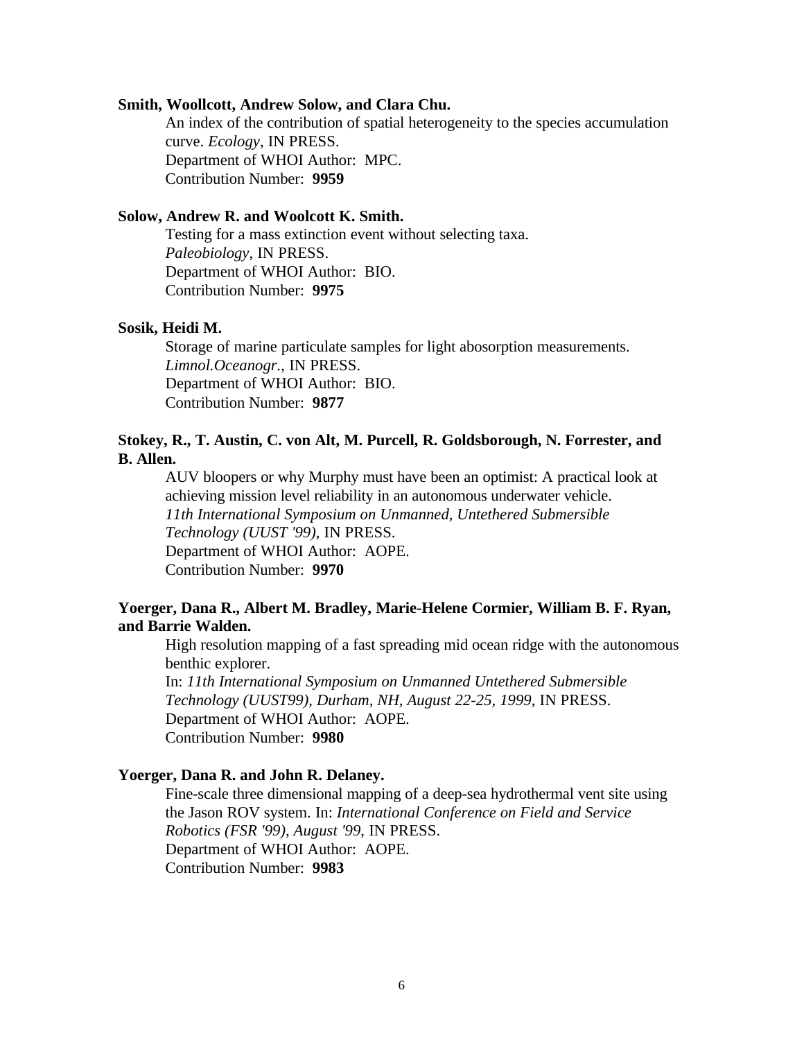**Smith, Woollcott, Andrew Solow, and Clara Chu.**

An index of the contribution of spatial heterogeneity to the species accumulation curve. *Ecology*, IN PRESS.
Department of WHOI Author: MPC.
Contribution Number: **9959**

**Solow, Andrew R. and Woolcott K. Smith.**

Testing for a mass extinction event without selecting taxa.
*Paleobiology*, IN PRESS.
Department of WHOI Author: BIO.
Contribution Number: **9975**

**Sosik, Heidi M.**

Storage of marine particulate samples for light abosorption measurements.
*Limnol.Oceanogr.*, IN PRESS.
Department of WHOI Author: BIO.
Contribution Number: **9877**

**Stokey, R., T. Austin, C. von Alt, M. Purcell, R. Goldsborough, N. Forrester, and B. Allen.**

AUV bloopers or why Murphy must have been an optimist: A practical look at achieving mission level reliability in an autonomous underwater vehicle.
*11th International Symposium on Unmanned, Untethered Submersible Technology (UUST '99)*, IN PRESS.
Department of WHOI Author: AOPE.
Contribution Number: **9970**

**Yoerger, Dana R., Albert M. Bradley, Marie-Helene Cormier, William B. F. Ryan, and Barrie Walden.**

High resolution mapping of a fast spreading mid ocean ridge with the autonomous benthic explorer.
In: *11th International Symposium on Unmanned Untethered Submersible Technology (UUST99), Durham, NH, August 22-25, 1999*, IN PRESS.
Department of WHOI Author: AOPE.
Contribution Number: **9980**

**Yoerger, Dana R. and John R. Delaney.**

Fine-scale three dimensional mapping of a deep-sea hydrothermal vent site using the Jason ROV system. In: *International Conference on Field and Service Robotics (FSR '99), August '99*, IN PRESS.
Department of WHOI Author: AOPE.
Contribution Number: **9983**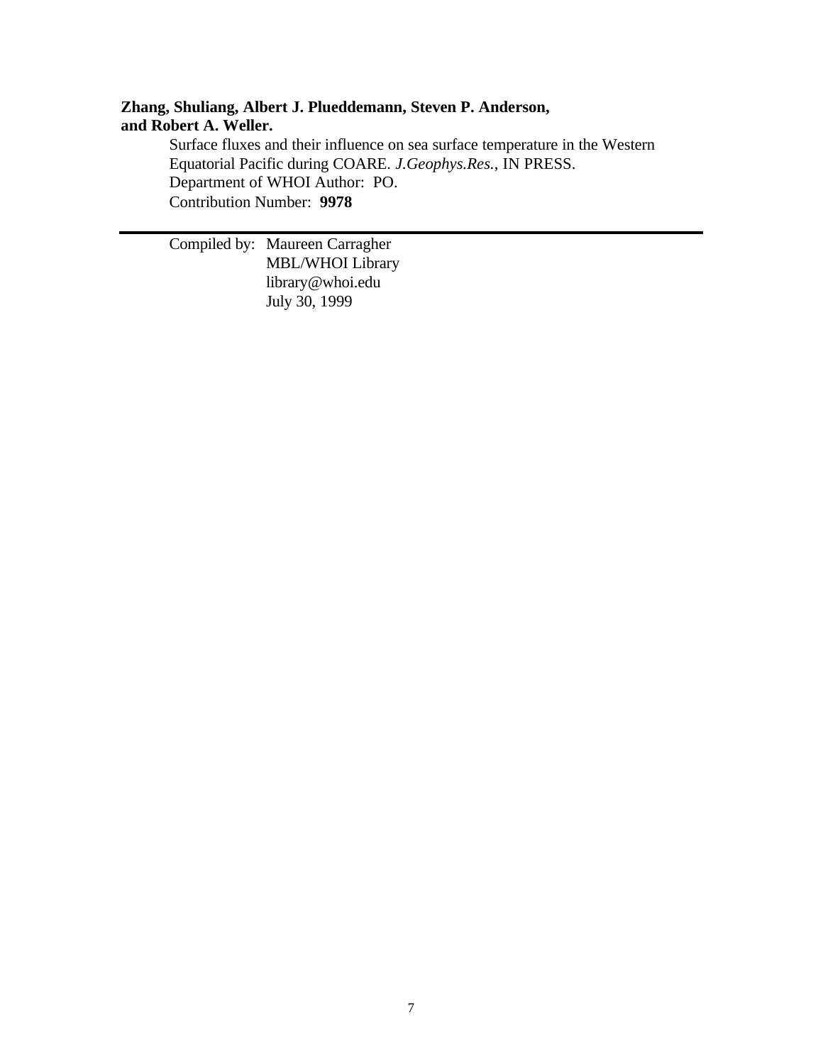**Zhang, Shuliang, Albert J. Plueddemann, Steven P. Anderson, and Robert A. Weller.**

Surface fluxes and their influence on sea surface temperature in the Western Equatorial Pacific during COARE. *J.Geophys.Res.*, IN PRESS.
Department of WHOI Author: PO.
Contribution Number: **9978**

---

Compiled by: Maureen Carragher
MBL/WHOI Library
library@whoi.edu
July 30, 1999